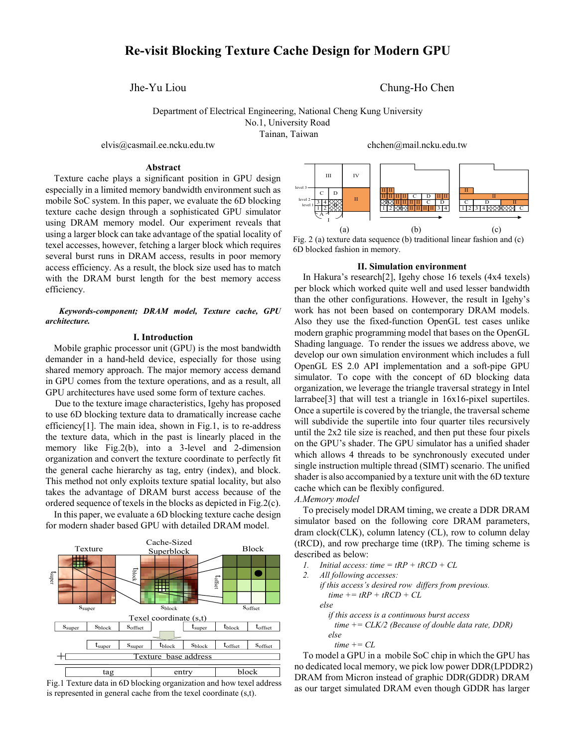# Re-visit Blocking Texture Cache Design for Modern GPU

Jhe-Yu Liou Chung-Ho Chen

Department of Electrical Engineering, National Cheng Kung University
No.1, University Road
Tainan, Taiwan

elvis@casmail.ee.ncku.edu.tw chchen@mail.ncku.edu.tw

## Abstract

Texture cache plays a significant position in GPU design especially in a limited memory bandwidth environment such as mobile SoC system. In this paper, we evaluate the 6D blocking texture cache design through a sophisticated GPU simulator using DRAM memory model. Our experiment reveals that using a larger block can take advantage of the spatial locality of texel accesses, however, fetching a larger block which requires several burst runs in DRAM access, results in poor memory access efficiency. As a result, the block size used has to match with the DRAM burst length for the best memory access efficiency.

***Keywords-component; DRAM model, Texture cache, GPU architecture.***

## I. Introduction

Mobile graphic processor unit (GPU) is the most bandwidth demander in a hand-held device, especially for those using shared memory approach. The major memory access demand in GPU comes from the texture operations, and as a result, all GPU architectures have used some form of texture caches.

Due to the texture image characteristics, Igehy has proposed to use 6D blocking texture data to dramatically increase cache efficiency[1]. The main idea, shown in Fig.1, is to re-address the texture data, which in the past is linearly placed in the memory like Fig.2(b), into a 3-level and 2-dimension organization and convert the texture coordinate to perfectly fit the general cache hierarchy as tag, entry (index), and block. This method not only exploits texture spatial locality, but also takes the advantage of DRAM burst access because of the ordered sequence of texels in the blocks as depicted in Fig.2(c).

In this paper, we evaluate a 6D blocking texture cache design for modern shader based GPU with detailed DRAM model.

Fig.1 Texture data in 6D blocking organization and how texel address is represented in general cache from the texel coordinate (s,t).

Fig. 2 (a) texture data sequence (b) traditional linear fashion and (c) 6D blocked fashion in memory.

## II. Simulation environment

In Hakura's research[2], Igehy chose 16 texels (4x4 texels) per block which worked quite well and used lesser bandwidth than the other configurations. However, the result in Igehy's work has not been based on contemporary DRAM models. Also they use the fixed-function OpenGL test cases unlike modern graphic programming model that bases on the OpenGL Shading language. To render the issues we address above, we develop our own simulation environment which includes a full OpenGL ES 2.0 API implementation and a soft-pipe GPU simulator. To cope with the concept of 6D blocking data organization, we leverage the triangle traversal strategy in Intel larrabee[3] that will test a triangle in 16x16-pixel supertiles. Once a supertile is covered by the triangle, the traversal scheme will subdivide the supertile into four quarter tiles recursively until the 2x2 tile size is reached, and then put these four pixels on the GPU's shader. The GPU simulator has a unified shader which allows 4 threads to be synchronously executed under single instruction multiple thread (SIMT) scenario. The unified shader is also accompanied by a texture unit with the 6D texture cache which can be flexibly configured.

*A.Memory model*

To precisely model DRAM timing, we create a DDR DRAM simulator based on the following core DRAM parameters, dram clock(CLK), column latency (CL), row to column delay (tRCD), and row precharge time (tRP). The timing scheme is described as below:

1. *Initial access: time = tRP + tRCD + CL*
2. *All following accesses:*
   *if this access's desired row differs from previous.*
   *time += tRP + tRCD + CL*
   *else*
   *if this access is a continuous burst access*
   *time += CLK/2 (Because of double data rate, DDR)*
   *else*
   *time += CL*

To model a GPU in a mobile SoC chip in which the GPU has no dedicated local memory, we pick low power DDR(LPDDR2) DRAM from Micron instead of graphic DDR(GDDR) DRAM as our target simulated DRAM even though GDDR has larger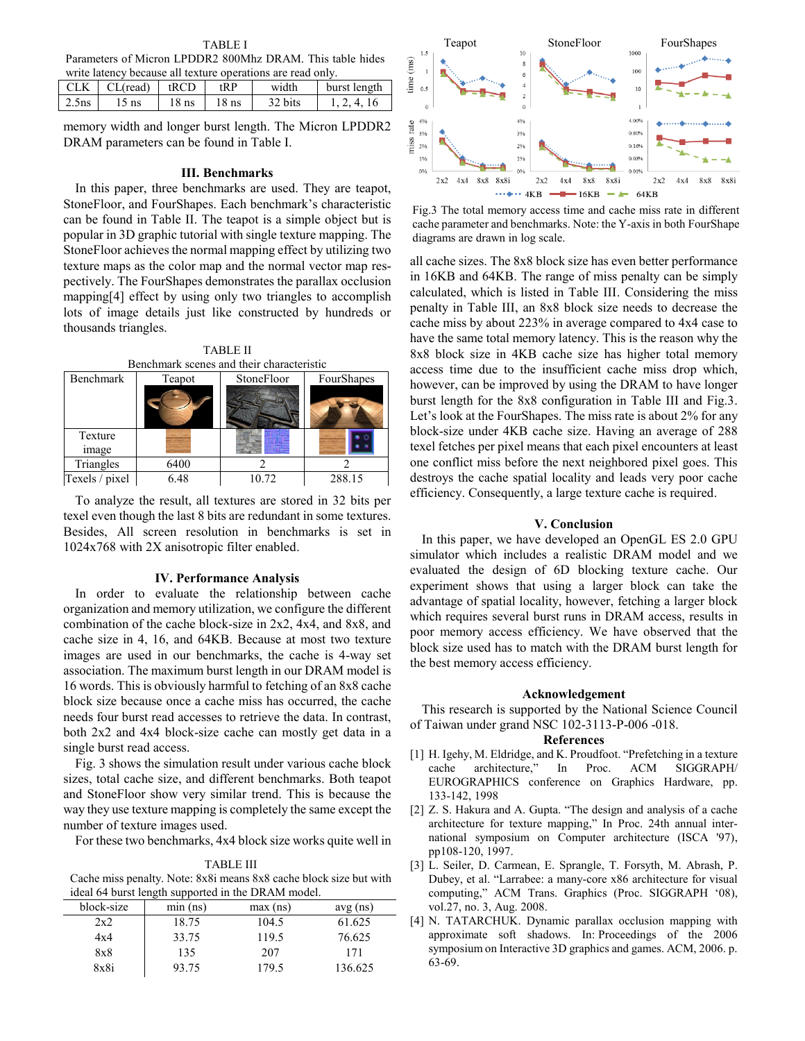TABLE I
Parameters of Micron LPDDR2 800Mhz DRAM. This table hides write latency because all texture operations are read only.

| CLK | CL(read) | tRCD | tRP | width | burst length |
|---|---|---|---|---|---|
| 2.5ns | 15 ns | 18 ns | 18 ns | 32 bits | 1, 2, 4, 16 |

memory width and longer burst length. The Micron LPDDR2 DRAM parameters can be found in Table I.

## III. Benchmarks

In this paper, three benchmarks are used. They are teapot, StoneFloor, and FourShapes. Each benchmark's characteristic can be found in Table II. The teapot is a simple object but is popular in 3D graphic tutorial with single texture mapping. The StoneFloor achieves the normal mapping effect by utilizing two texture maps as the color map and the normal vector map respectively. The FourShapes demonstrates the parallax occlusion mapping[4] effect by using only two triangles to accomplish lots of image details just like constructed by hundreds or thousands triangles.

TABLE II
Benchmark scenes and their characteristic

| Benchmark | Teapot | StoneFloor | FourShapes |
|---|---|---|---|
| | | | |
| Texture image | | | |
| Triangles | 6400 | 2 | 2 |
| Texels / pixel | 6.48 | 10.72 | 288.15 |

To analyze the result, all textures are stored in 32 bits per texel even though the last 8 bits are redundant in some textures. Besides, All screen resolution in benchmarks is set in 1024x768 with 2X anisotropic filter enabled.

## IV. Performance Analysis

In order to evaluate the relationship between cache organization and memory utilization, we configure the different combination of the cache block-size in 2x2, 4x4, and 8x8, and cache size in 4, 16, and 64KB. Because at most two texture images are used in our benchmarks, the cache is 4-way set association. The maximum burst length in our DRAM model is 16 words. This is obviously harmful to fetching of an 8x8 cache block because once a cache miss has occurred, the cache needs four burst read accesses to retrieve the data. In contrast, both 2x2 and 4x4 block-size cache can mostly get data in a single burst read access.

Fig. 3 shows the simulation result under various cache block sizes, total cache size, and different benchmarks. Both teapot and StoneFloor show very similar trend. This is because the way they use texture mapping is completely the same except the number of texture images used.

For these two benchmarks, 4x4 block size works quite well in all cache sizes. The 8x8 block size has even better performance in 16KB and 64KB. The range of miss penalty can be simply calculated, which is listed in Table III. Considering the miss penalty in Table III, an 8x8 block size needs to decrease the cache miss by about 223% in average compared to 4x4 case to have the same total memory latency. This is the reason why the 8x8 block size in 4KB cache size has higher total memory access time due to the insufficient cache miss drop which, however, can be improved by using the DRAM to have longer burst length for the 8x8 configuration in Table III and Fig.3. Let's look at the FourShapes. The miss rate is about 2% for any block-size under 4KB cache size. Having an average of 288 texel fetches per pixel means that each pixel encounters at least one conflict miss before the next neighbored pixel goes. This destroys the cache spatial locality and leads very poor cache efficiency. Consequently, a large texture cache is required.

TABLE III
Cache miss penalty. Note: 8x8i means 8x8 cache block size but with ideal 64 burst length supported in the DRAM model.

| block-size | min (ns) | max (ns) | avg (ns) |
|---|---|---|---|
| 2x2 | 18.75 | 104.5 | 61.625 |
| 4x4 | 33.75 | 119.5 | 76.625 |
| 8x8 | 135 | 207 | 171 |
| 8x8i | 93.75 | 179.5 | 136.625 |

Teapot StoneFloor FourShapes

time (ms)

miss rate

2x2 4x4 8x8 8x8i

4KB 16KB 64KB

Fig.3 The total memory access time and cache miss rate in different cache parameter and benchmarks. Note: the Y-axis in both FourShape diagrams are drawn in log scale.

## V. Conclusion

In this paper, we have developed an OpenGL ES 2.0 GPU simulator which includes a realistic DRAM model and we evaluated the design of 6D blocking texture cache. Our experiment shows that using a larger block can take the advantage of spatial locality, however, fetching a larger block which requires several burst runs in DRAM access, results in poor memory access efficiency. We have observed that the block size used has to match with the DRAM burst length for the best memory access efficiency.

## Acknowledgement

This research is supported by the National Science Council of Taiwan under grand NSC 102-3113-P-006 -018.

## References

[1] H. Igehy, M. Eldridge, and K. Proudfoot. "Prefetching in a texture cache architecture," In Proc. ACM SIGGRAPH/ EUROGRAPHICS conference on Graphics Hardware, pp. 133-142, 1998

[2] Z. S. Hakura and A. Gupta. "The design and analysis of a cache architecture for texture mapping," In Proc. 24th annual international symposium on Computer architecture (ISCA '97), pp108-120, 1997.

[3] L. Seiler, D. Carmean, E. Sprangle, T. Forsyth, M. Abrash, P. Dubey, et al. "Larrabee: a many-core x86 architecture for visual computing," ACM Trans. Graphics (Proc. SIGGRAPH '08), vol.27, no. 3, Aug. 2008.

[4] N. TATARCHUK. Dynamic parallax occlusion mapping with approximate soft shadows. In: Proceedings of the 2006 symposium on Interactive 3D graphics and games. ACM, 2006. p. 63-69.